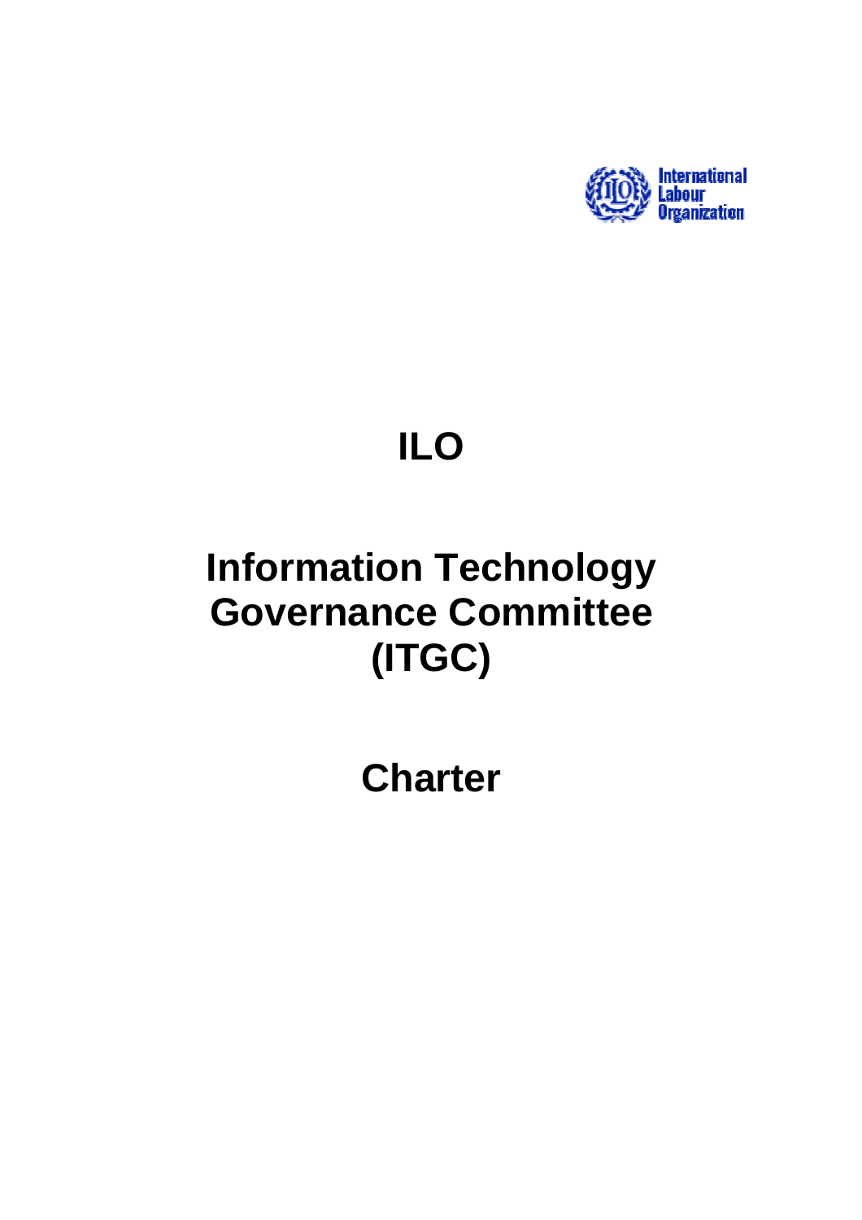# ILO

# Information Technology Governance Committee (ITGC)

# Charter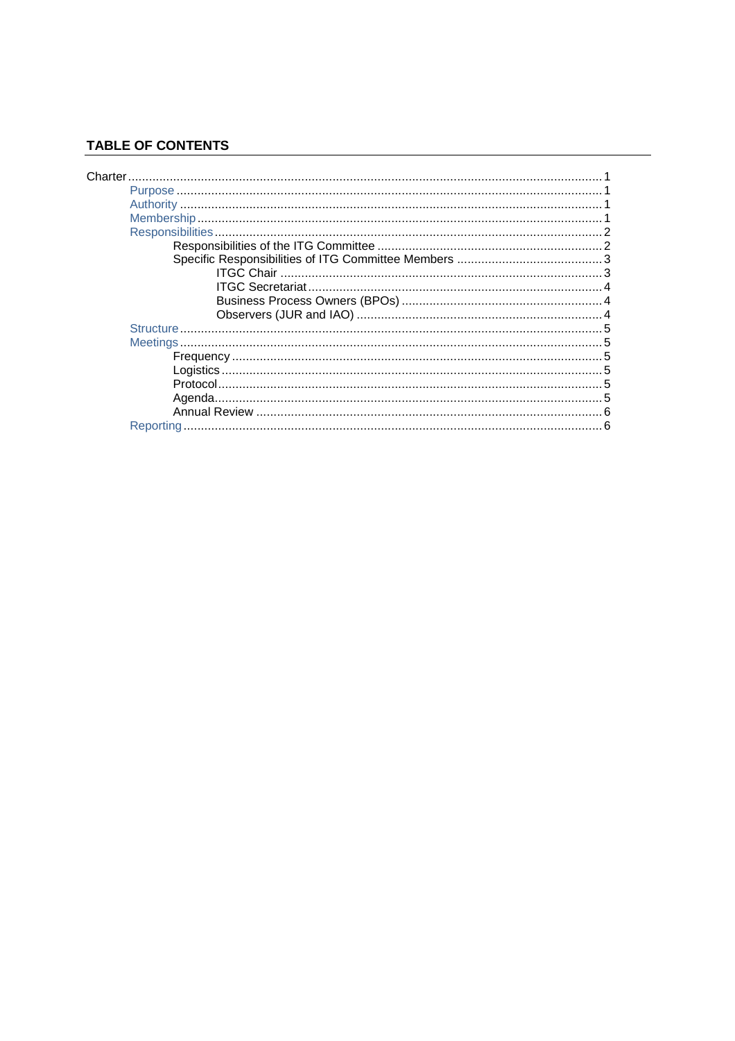## TABLE OF CONTENTS

- Charter ........ 1
  - Purpose ........ 1
  - Authority ........ 1
  - Membership ........ 1
  - Responsibilities ........ 2
    - Responsibilities of the ITG Committee ........ 2
    - Specific Responsibilities of ITG Committee Members ........ 3
      - ITGC Chair ........ 3
      - ITGC Secretariat ........ 4
      - Business Process Owners (BPOs) ........ 4
      - Observers (JUR and IAO) ........ 4
  - Structure ........ 5
  - Meetings ........ 5
    - Frequency ........ 5
    - Logistics ........ 5
    - Protocol ........ 5
    - Agenda ........ 5
    - Annual Review ........ 6
  - Reporting ........ 6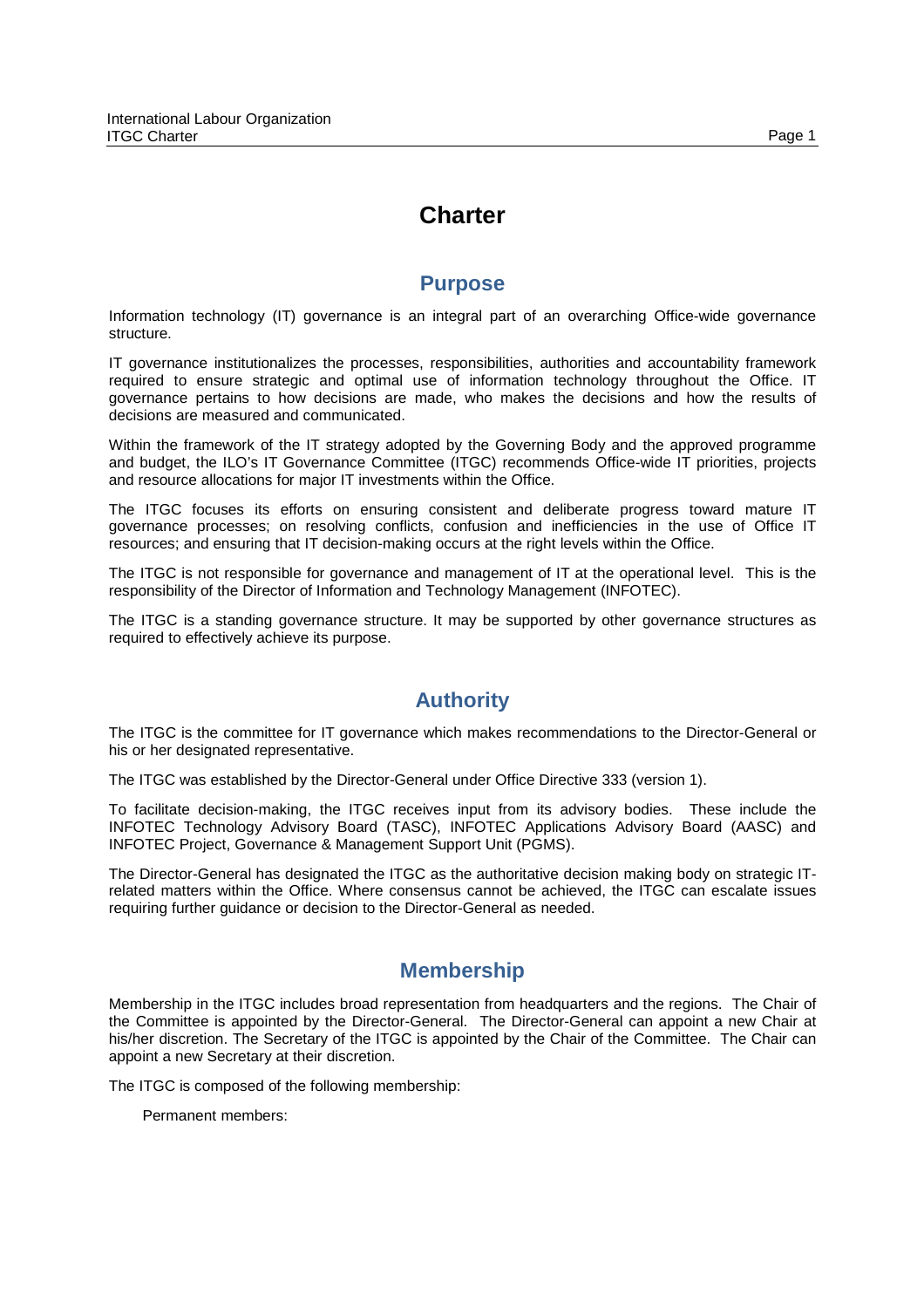# Charter

## Purpose

Information technology (IT) governance is an integral part of an overarching Office-wide governance structure.

IT governance institutionalizes the processes, responsibilities, authorities and accountability framework required to ensure strategic and optimal use of information technology throughout the Office. IT governance pertains to how decisions are made, who makes the decisions and how the results of decisions are measured and communicated.

Within the framework of the IT strategy adopted by the Governing Body and the approved programme and budget, the ILO's IT Governance Committee (ITGC) recommends Office-wide IT priorities, projects and resource allocations for major IT investments within the Office.

The ITGC focuses its efforts on ensuring consistent and deliberate progress toward mature IT governance processes; on resolving conflicts, confusion and inefficiencies in the use of Office IT resources; and ensuring that IT decision-making occurs at the right levels within the Office.

The ITGC is not responsible for governance and management of IT at the operational level. This is the responsibility of the Director of Information and Technology Management (INFOTEC).

The ITGC is a standing governance structure. It may be supported by other governance structures as required to effectively achieve its purpose.

## Authority

The ITGC is the committee for IT governance which makes recommendations to the Director-General or his or her designated representative.

The ITGC was established by the Director-General under Office Directive 333 (version 1).

To facilitate decision-making, the ITGC receives input from its advisory bodies. These include the INFOTEC Technology Advisory Board (TASC), INFOTEC Applications Advisory Board (AASC) and INFOTEC Project, Governance & Management Support Unit (PGMS).

The Director-General has designated the ITGC as the authoritative decision making body on strategic IT-related matters within the Office. Where consensus cannot be achieved, the ITGC can escalate issues requiring further guidance or decision to the Director-General as needed.

## Membership

Membership in the ITGC includes broad representation from headquarters and the regions. The Chair of the Committee is appointed by the Director-General. The Director-General can appoint a new Chair at his/her discretion. The Secretary of the ITGC is appointed by the Chair of the Committee. The Chair can appoint a new Secretary at their discretion.

The ITGC is composed of the following membership:

Permanent members: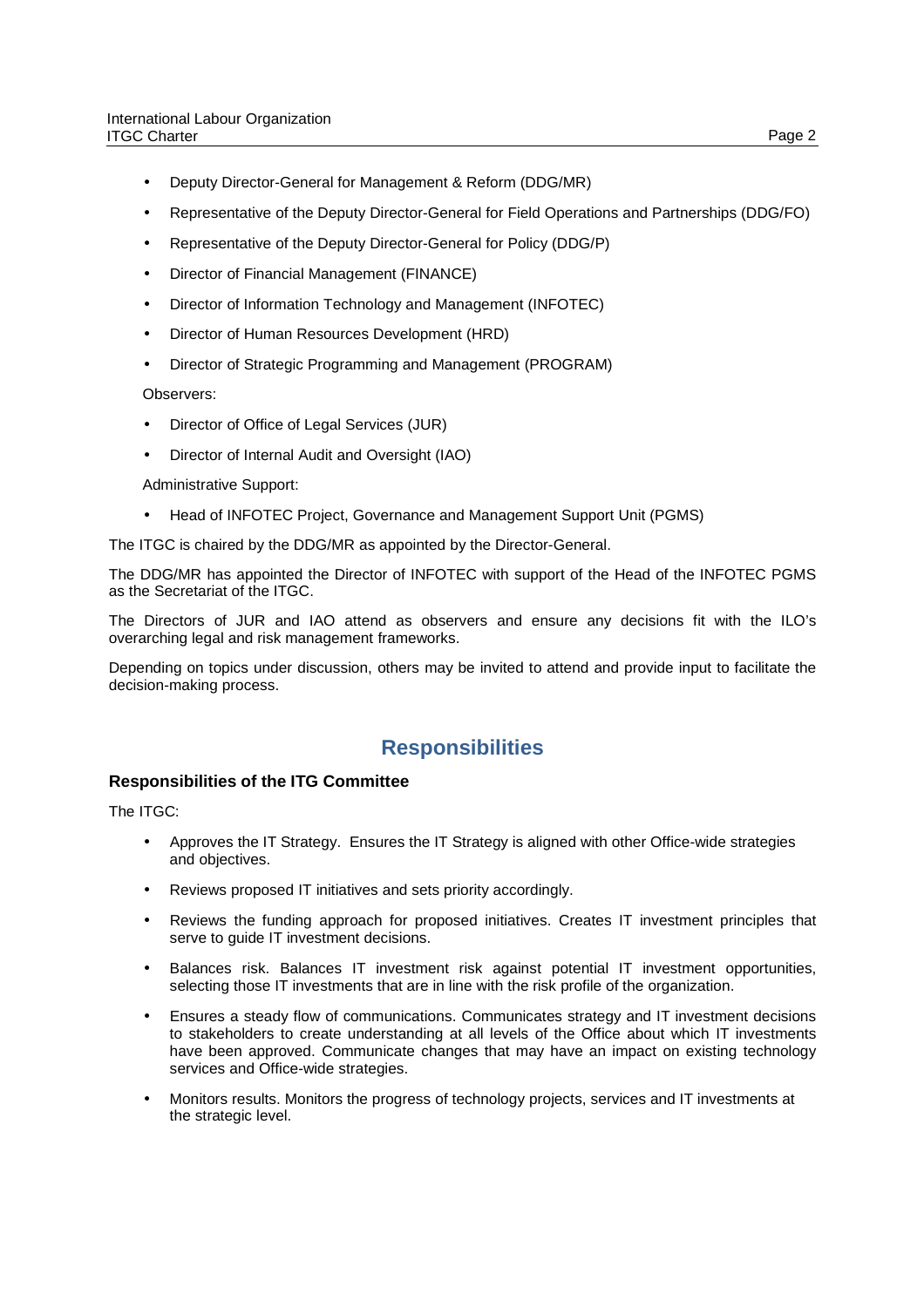- Deputy Director-General for Management & Reform (DDG/MR)
- Representative of the Deputy Director-General for Field Operations and Partnerships (DDG/FO)
- Representative of the Deputy Director-General for Policy (DDG/P)
- Director of Financial Management (FINANCE)
- Director of Information Technology and Management (INFOTEC)
- Director of Human Resources Development (HRD)
- Director of Strategic Programming and Management (PROGRAM)

Observers:

- Director of Office of Legal Services (JUR)
- Director of Internal Audit and Oversight (IAO)

Administrative Support:

- Head of INFOTEC Project, Governance and Management Support Unit (PGMS)

The ITGC is chaired by the DDG/MR as appointed by the Director-General.

The DDG/MR has appointed the Director of INFOTEC with support of the Head of the INFOTEC PGMS as the Secretariat of the ITGC.

The Directors of JUR and IAO attend as observers and ensure any decisions fit with the ILO's overarching legal and risk management frameworks.

Depending on topics under discussion, others may be invited to attend and provide input to facilitate the decision-making process.

## Responsibilities

### Responsibilities of the ITG Committee

The ITGC:

- Approves the IT Strategy. Ensures the IT Strategy is aligned with other Office-wide strategies and objectives.
- Reviews proposed IT initiatives and sets priority accordingly.
- Reviews the funding approach for proposed initiatives. Creates IT investment principles that serve to guide IT investment decisions.
- Balances risk. Balances IT investment risk against potential IT investment opportunities, selecting those IT investments that are in line with the risk profile of the organization.
- Ensures a steady flow of communications. Communicates strategy and IT investment decisions to stakeholders to create understanding at all levels of the Office about which IT investments have been approved. Communicate changes that may have an impact on existing technology services and Office-wide strategies.
- Monitors results. Monitors the progress of technology projects, services and IT investments at the strategic level.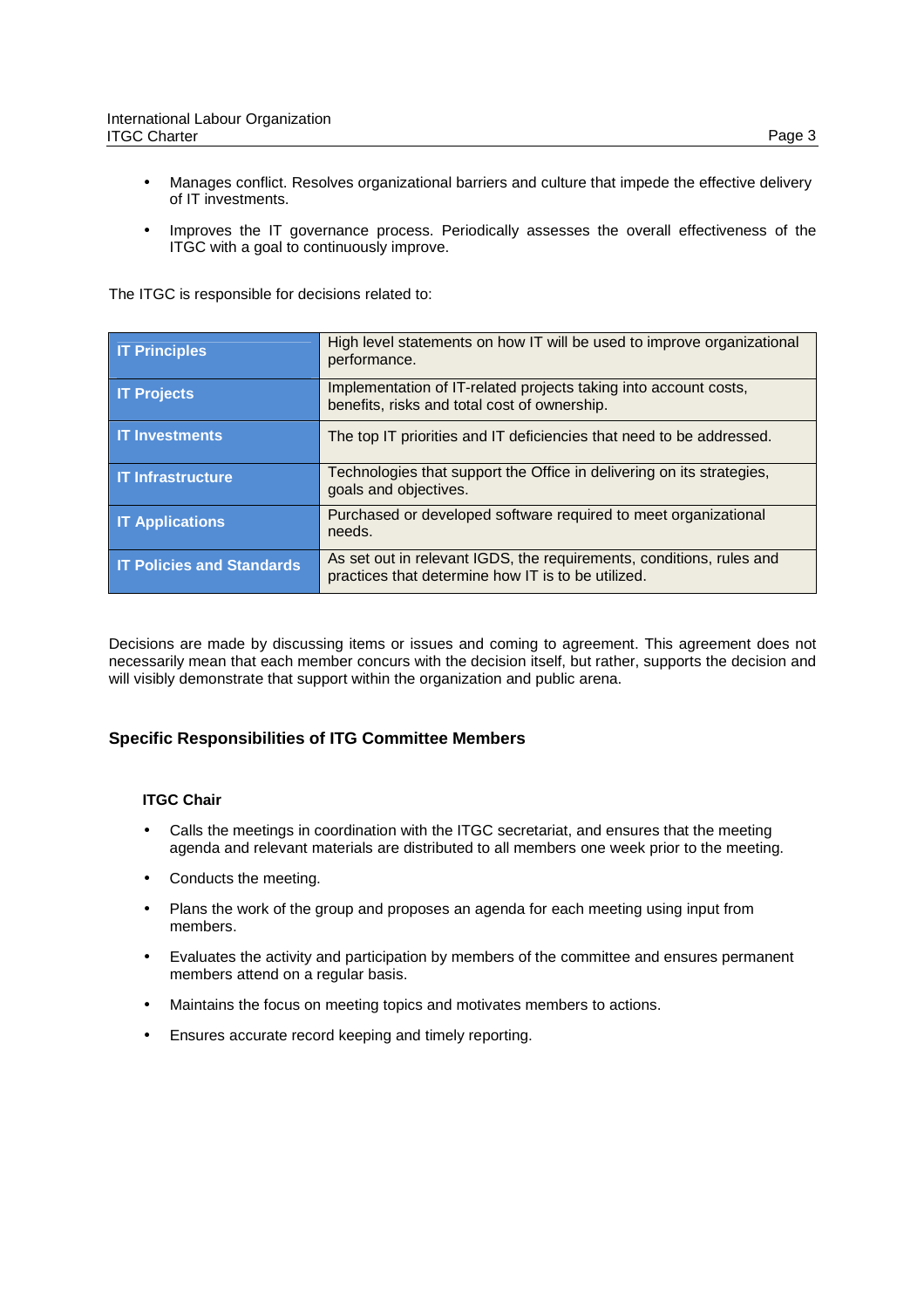- Manages conflict. Resolves organizational barriers and culture that impede the effective delivery of IT investments.

- Improves the IT governance process. Periodically assesses the overall effectiveness of the ITGC with a goal to continuously improve.

The ITGC is responsible for decisions related to:

| | |
|---|---|
| **IT Principles** | High level statements on how IT will be used to improve organizational performance. |
| **IT Projects** | Implementation of IT-related projects taking into account costs, benefits, risks and total cost of ownership. |
| **IT Investments** | The top IT priorities and IT deficiencies that need to be addressed. |
| **IT Infrastructure** | Technologies that support the Office in delivering on its strategies, goals and objectives. |
| **IT Applications** | Purchased or developed software required to meet organizational needs. |
| **IT Policies and Standards** | As set out in relevant IGDS, the requirements, conditions, rules and practices that determine how IT is to be utilized. |

Decisions are made by discussing items or issues and coming to agreement. This agreement does not necessarily mean that each member concurs with the decision itself, but rather, supports the decision and will visibly demonstrate that support within the organization and public arena.

## Specific Responsibilities of ITG Committee Members

### ITGC Chair

- Calls the meetings in coordination with the ITGC secretariat, and ensures that the meeting agenda and relevant materials are distributed to all members one week prior to the meeting.

- Conducts the meeting.

- Plans the work of the group and proposes an agenda for each meeting using input from members.

- Evaluates the activity and participation by members of the committee and ensures permanent members attend on a regular basis.

- Maintains the focus on meeting topics and motivates members to actions.

- Ensures accurate record keeping and timely reporting.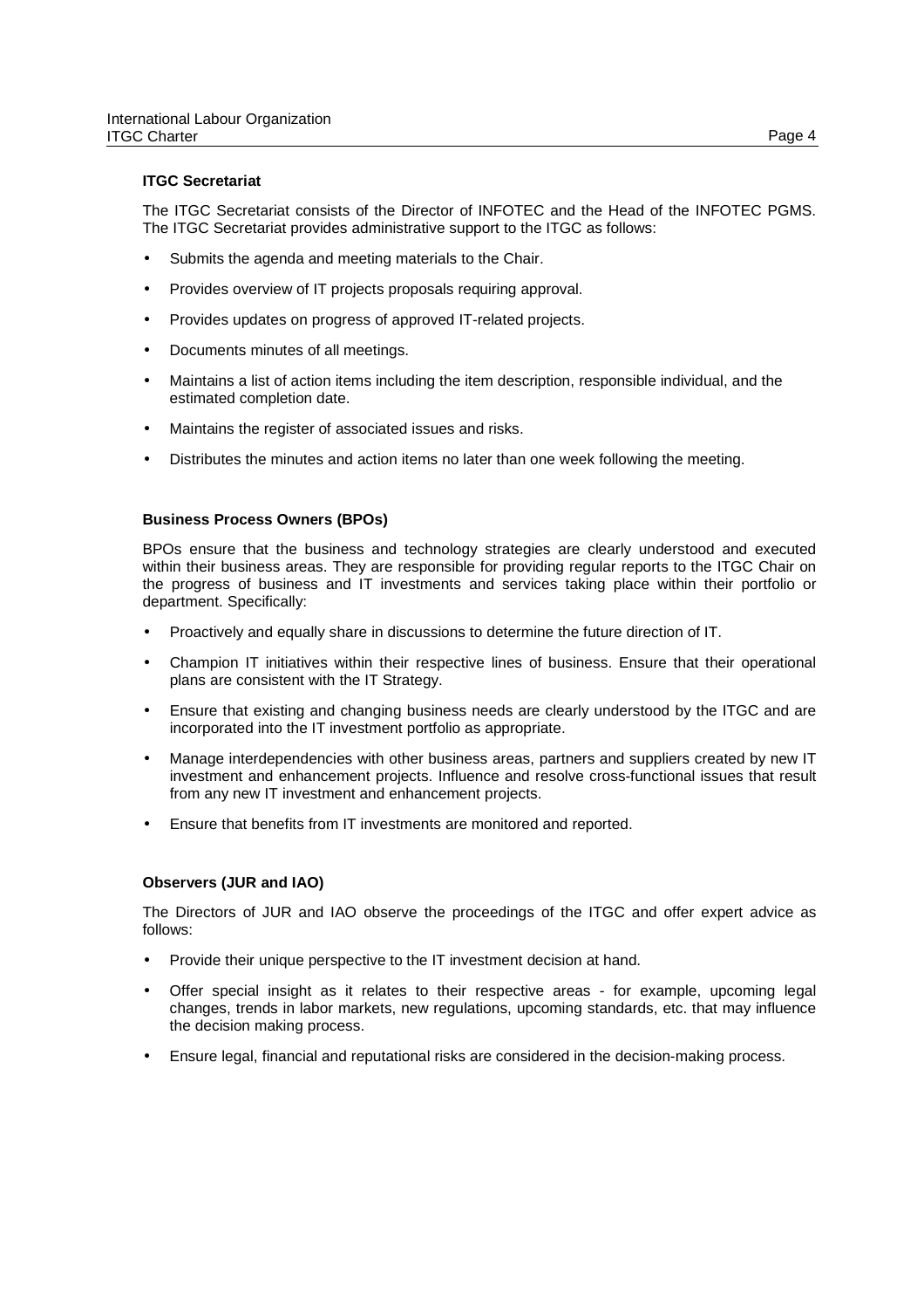**ITGC Secretariat**

The ITGC Secretariat consists of the Director of INFOTEC and the Head of the INFOTEC PGMS. The ITGC Secretariat provides administrative support to the ITGC as follows:

- Submits the agenda and meeting materials to the Chair.
- Provides overview of IT projects proposals requiring approval.
- Provides updates on progress of approved IT-related projects.
- Documents minutes of all meetings.
- Maintains a list of action items including the item description, responsible individual, and the estimated completion date.
- Maintains the register of associated issues and risks.
- Distributes the minutes and action items no later than one week following the meeting.

**Business Process Owners (BPOs)**

BPOs ensure that the business and technology strategies are clearly understood and executed within their business areas. They are responsible for providing regular reports to the ITGC Chair on the progress of business and IT investments and services taking place within their portfolio or department. Specifically:

- Proactively and equally share in discussions to determine the future direction of IT.
- Champion IT initiatives within their respective lines of business. Ensure that their operational plans are consistent with the IT Strategy.
- Ensure that existing and changing business needs are clearly understood by the ITGC and are incorporated into the IT investment portfolio as appropriate.
- Manage interdependencies with other business areas, partners and suppliers created by new IT investment and enhancement projects. Influence and resolve cross-functional issues that result from any new IT investment and enhancement projects.
- Ensure that benefits from IT investments are monitored and reported.

**Observers (JUR and IAO)**

The Directors of JUR and IAO observe the proceedings of the ITGC and offer expert advice as follows:

- Provide their unique perspective to the IT investment decision at hand.
- Offer special insight as it relates to their respective areas - for example, upcoming legal changes, trends in labor markets, new regulations, upcoming standards, etc. that may influence the decision making process.
- Ensure legal, financial and reputational risks are considered in the decision-making process.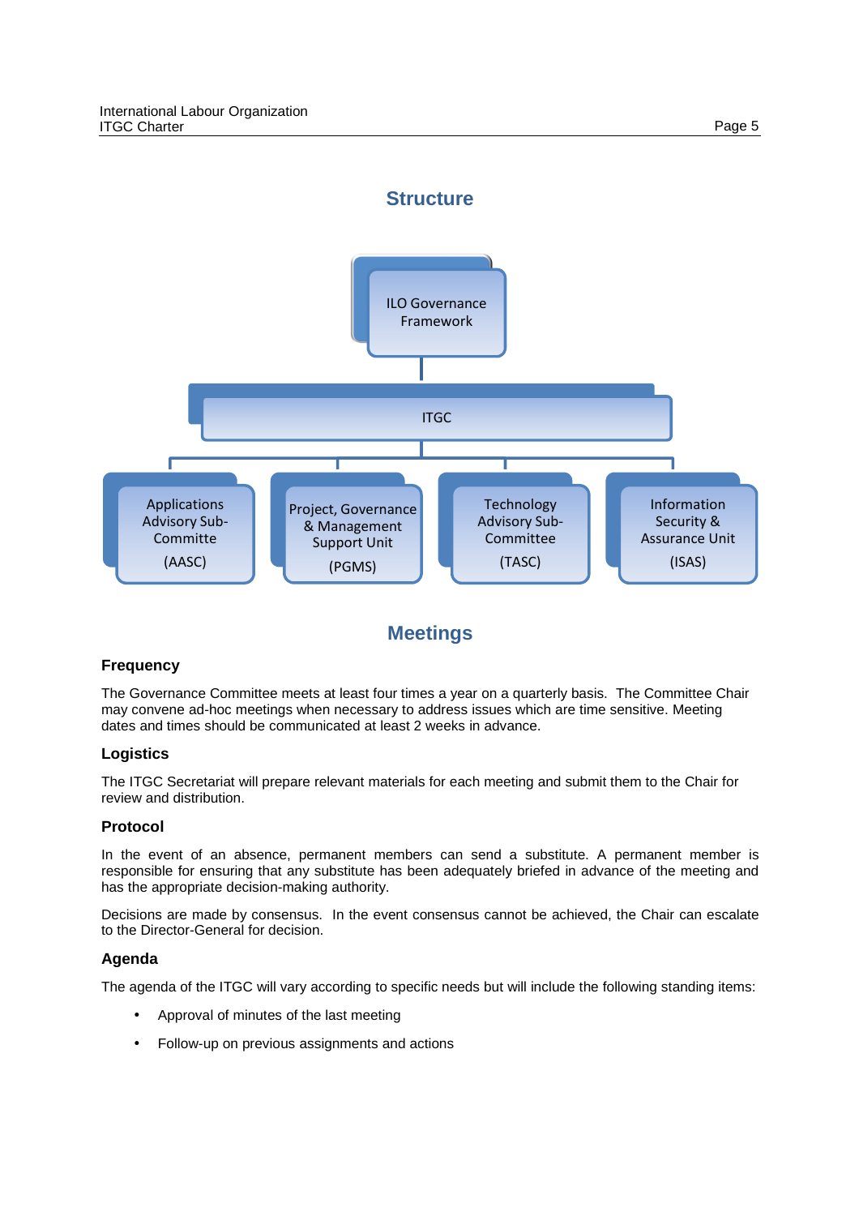## Structure

ILO Governance Framework

ITGC

- Applications Advisory Sub-Committe (AASC)
- Project, Governance & Management Support Unit (PGMS)
- Technology Advisory Sub-Committee (TASC)
- Information Security & Assurance Unit (ISAS)

## Meetings

### Frequency

The Governance Committee meets at least four times a year on a quarterly basis. The Committee Chair may convene ad-hoc meetings when necessary to address issues which are time sensitive. Meeting dates and times should be communicated at least 2 weeks in advance.

### Logistics

The ITGC Secretariat will prepare relevant materials for each meeting and submit them to the Chair for review and distribution.

### Protocol

In the event of an absence, permanent members can send a substitute. A permanent member is responsible for ensuring that any substitute has been adequately briefed in advance of the meeting and has the appropriate decision-making authority.

Decisions are made by consensus. In the event consensus cannot be achieved, the Chair can escalate to the Director-General for decision.

### Agenda

The agenda of the ITGC will vary according to specific needs but will include the following standing items:

- Approval of minutes of the last meeting
- Follow-up on previous assignments and actions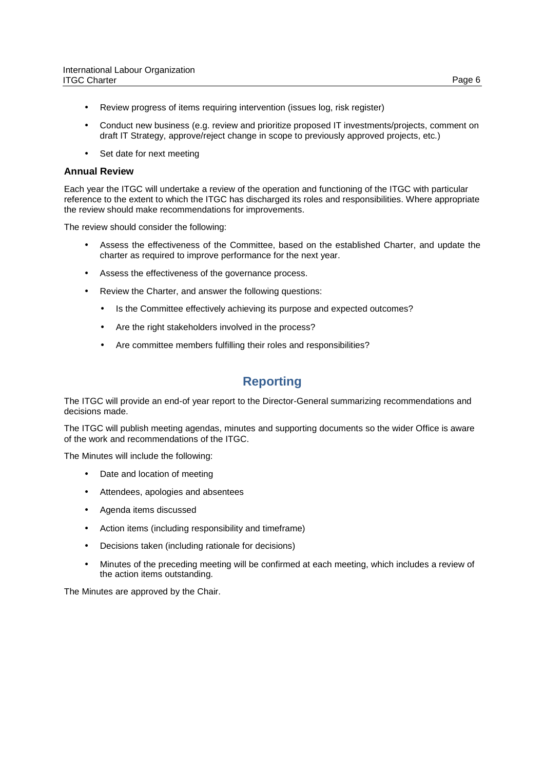- Review progress of items requiring intervention (issues log, risk register)
- Conduct new business (e.g. review and prioritize proposed IT investments/projects, comment on draft IT Strategy, approve/reject change in scope to previously approved projects, etc.)
- Set date for next meeting

### Annual Review

Each year the ITGC will undertake a review of the operation and functioning of the ITGC with particular reference to the extent to which the ITGC has discharged its roles and responsibilities. Where appropriate the review should make recommendations for improvements.

The review should consider the following:

- Assess the effectiveness of the Committee, based on the established Charter, and update the charter as required to improve performance for the next year.
- Assess the effectiveness of the governance process.
- Review the Charter, and answer the following questions:
  - Is the Committee effectively achieving its purpose and expected outcomes?
  - Are the right stakeholders involved in the process?
  - Are committee members fulfilling their roles and responsibilities?

## Reporting

The ITGC will provide an end-of year report to the Director-General summarizing recommendations and decisions made.

The ITGC will publish meeting agendas, minutes and supporting documents so the wider Office is aware of the work and recommendations of the ITGC.

The Minutes will include the following:

- Date and location of meeting
- Attendees, apologies and absentees
- Agenda items discussed
- Action items (including responsibility and timeframe)
- Decisions taken (including rationale for decisions)
- Minutes of the preceding meeting will be confirmed at each meeting, which includes a review of the action items outstanding.

The Minutes are approved by the Chair.